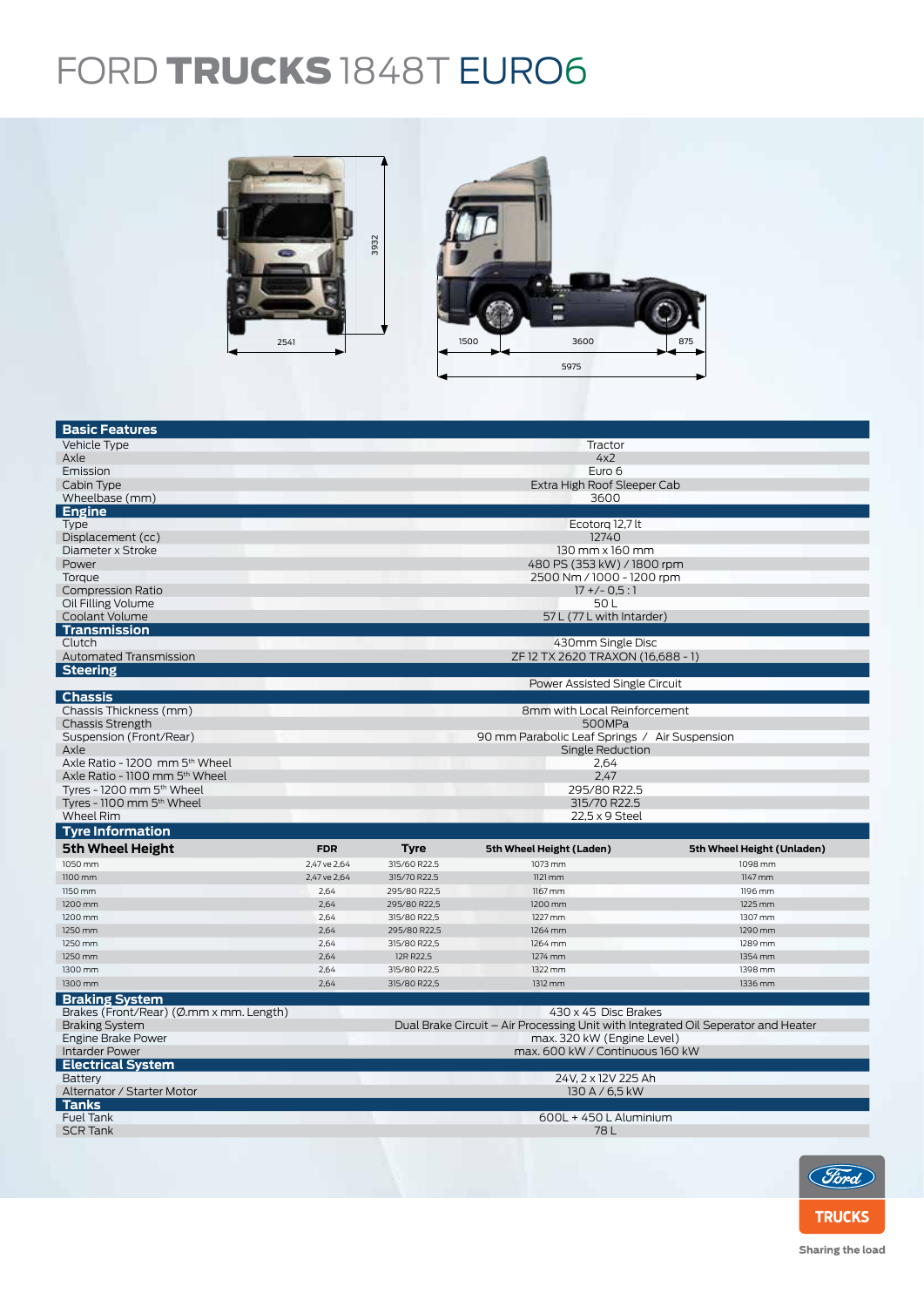# FORD **TRUCKS** 1848T EURO6

2541

3932

1500

3600

875

5975

| | |
|---|---|
| **Basic Features** | |
| Vehicle Type | Tractor |
| Axle | 4x2 |
| Emission | Euro 6 |
| Cabin Type | Extra High Roof Sleeper Cab |
| Wheelbase (mm) | 3600 |
| **Engine** | |
| Type | Ecotorq 12,7 lt |
| Displacement (cc) | 12740 |
| Diameter x Stroke | 130 mm x 160 mm |
| Power | 480 PS (353 kW) / 1800 rpm |
| Torque | 2500 Nm / 1000 - 1200 rpm |
| Compression Ratio | 17 +/- 0,5 : 1 |
| Oil Filling Volume | 50 L |
| Coolant Volume | 57 L (77 L with Intarder) |
| **Transmission** | |
| Clutch | 430mm Single Disc |
| Automated Transmission | ZF 12 TX 2620 TRAXON (16,688 - 1) |
| **Steering** | |
| | Power Assisted Single Circuit |
| **Chassis** | |
| Chassis Thickness (mm) | 8mm with Local Reinforcement |
| Chassis Strength | 500MPa |
| Suspension (Front/Rear) | 90 mm Parabolic Leaf Springs / Air Suspension |
| Axle | Single Reduction |
| Axle Ratio - 1200 mm 5th Wheel | 2,64 |
| Axle Ratio - 1100 mm 5th Wheel | 2,47 |
| Tyres - 1200 mm 5th Wheel | 295/80 R22.5 |
| Tyres - 1100 mm 5th Wheel | 315/70 R22.5 |
| Wheel Rim | 22,5 x 9 Steel |

**Tyre Information**

| 5th Wheel Height | FDR | Tyre | 5th Wheel Height (Laden) | 5th Wheel Height (Unladen) |
|---|---|---|---|---|
| 1050 mm | 2,47 ve 2,64 | 315/60 R22.5 | 1073 mm | 1098 mm |
| 1100 mm | 2,47 ve 2,64 | 315/70 R22.5 | 1121 mm | 1147 mm |
| 1150 mm | 2,64 | 295/80 R22,5 | 1167 mm | 1196 mm |
| 1200 mm | 2,64 | 295/80 R22,5 | 1200 mm | 1225 mm |
| 1200 mm | 2,64 | 315/80 R22,5 | 1227 mm | 1307 mm |
| 1250 mm | 2,64 | 295/80 R22,5 | 1264 mm | 1290 mm |
| 1250 mm | 2,64 | 315/80 R22,5 | 1264 mm | 1289 mm |
| 1250 mm | 2,64 | 12R R22,5 | 1274 mm | 1354 mm |
| 1300 mm | 2,64 | 315/80 R22,5 | 1322 mm | 1398 mm |
| 1300 mm | 2,64 | 315/80 R22,5 | 1312 mm | 1336 mm |

| | |
|---|---|
| **Braking System** | |
| Brakes (Front/Rear) (Ø.mm x mm. Length) | 430 x 45 Disc Brakes |
| Braking System | Dual Brake Circuit – Air Processing Unit with Integrated Oil Seperator and Heater |
| Engine Brake Power | max. 320 kW (Engine Level) |
| Interader Power | max. 600 kW / Continuous 160 kW |
| **Electrical System** | |
| Battery | 24V, 2 x 12V 225 Ah |
| Alternator / Starter Motor | 130 A / 6,5 kW |
| **Tanks** | |
| Fuel Tank | 600L + 450 L Aluminium |
| SCR Tank | 78 L |

Ford TRUCKS

Sharing the load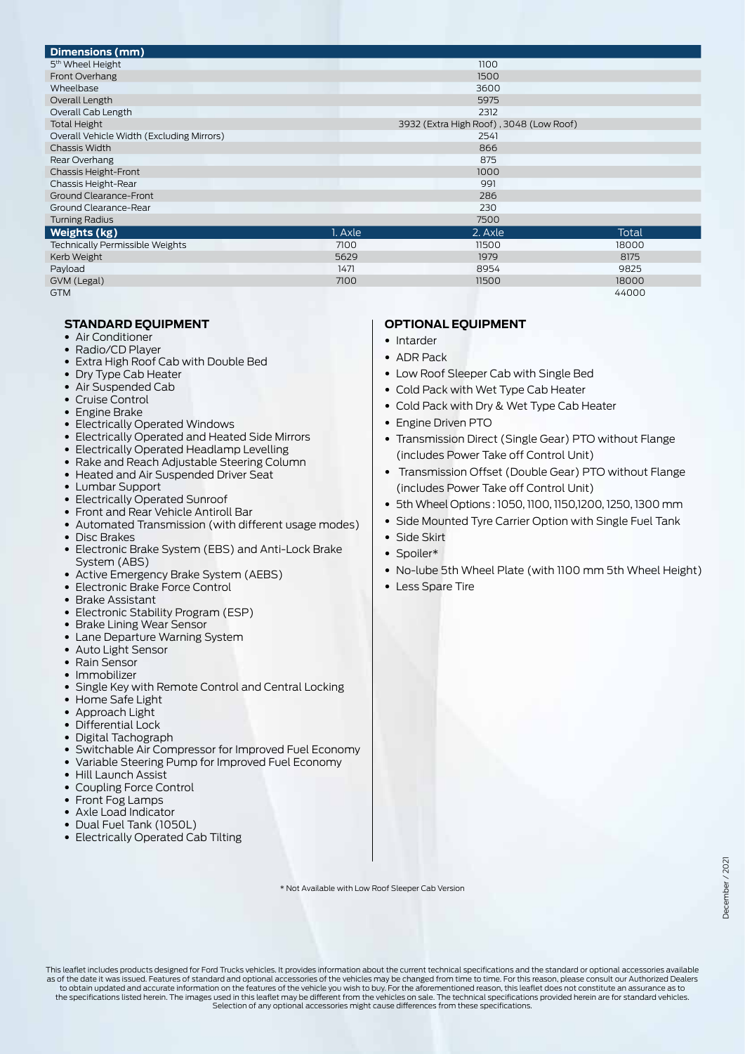| Dimensions (mm) | | | |
|---|---|---|---|
| 5th Wheel Height | | 1100 | |
| Front Overhang | | 1500 | |
| Wheelbase | | 3600 | |
| Overall Length | | 5975 | |
| Overall Cab Length | | 2312 | |
| Total Height | | 3932 (Extra High Roof) , 3048 (Low Roof) | |
| Overall Vehicle Width (Excluding Mirrors) | | 2541 | |
| Chassis Width | | 866 | |
| Rear Overhang | | 875 | |
| Chassis Height-Front | | 1000 | |
| Chassis Height-Rear | | 991 | |
| Ground Clearance-Front | | 286 | |
| Ground Clearance-Rear | | 230 | |
| Turning Radius | | 7500 | |
| **Weights (kg)** | **1. Axle** | **2. Axle** | **Total** |
| Technically Permissible Weights | 7100 | 11500 | 18000 |
| Kerb Weight | 5629 | 1979 | 8175 |
| Payload | 1471 | 8954 | 9825 |
| GVM (Legal) | 7100 | 11500 | 18000 |
| GTM | | | 44000 |

## STANDARD EQUIPMENT

- Air Conditioner
- Radio/CD Player
- Extra High Roof Cab with Double Bed
- Dry Type Cab Heater
- Air Suspended Cab
- Cruise Control
- Engine Brake
- Electrically Operated Windows
- Electrically Operated and Heated Side Mirrors
- Electrically Operated Headlamp Levelling
- Rake and Reach Adjustable Steering Column
- Heated and Air Suspended Driver Seat
- Lumbar Support
- Electrically Operated Sunroof
- Front and Rear Vehicle Antiroll Bar
- Automated Transmission (with different usage modes)
- Disc Brakes
- Electronic Brake System (EBS) and Anti-Lock Brake System (ABS)
- Active Emergency Brake System (AEBS)
- Electronic Brake Force Control
- Brake Assistant
- Electronic Stability Program (ESP)
- Brake Lining Wear Sensor
- Lane Departure Warning System
- Auto Light Sensor
- Rain Sensor
- Immobilizer
- Single Key with Remote Control and Central Locking
- Home Safe Light
- Approach Light
- Differential Lock
- Digital Tachograph
- Switchable Air Compressor for Improved Fuel Economy
- Variable Steering Pump for Improved Fuel Economy
- Hill Launch Assist
- Coupling Force Control
- Front Fog Lamps
- Axle Load Indicator
- Dual Fuel Tank (1050L)
- Electrically Operated Cab Tilting

## OPTIONAL EQUIPMENT

- Intarder
- ADR Pack
- Low Roof Sleeper Cab with Single Bed
- Cold Pack with Wet Type Cab Heater
- Cold Pack with Dry & Wet Type Cab Heater
- Engine Driven PTO
- Transmission Direct (Single Gear) PTO without Flange (includes Power Take off Control Unit)
- Transmission Offset (Double Gear) PTO without Flange (includes Power Take off Control Unit)
- 5th Wheel Options : 1050, 1100, 1150,1200, 1250, 1300 mm
- Side Mounted Tyre Carrier Option with Single Fuel Tank
- Side Skirt
- Spoiler*
- No-lube 5th Wheel Plate (with 1100 mm 5th Wheel Height)
- Less Spare Tire

\* Not Available with Low Roof Sleeper Cab Version

December / 2021

This leaflet includes products designed for Ford Trucks vehicles. It provides information about the current technical specifications and the standard or optional accessories available as of the date it was issued. Features of standard and optional accessories of the vehicles may be changed from time to time. For this reason, please consult our Authorized Dealers to obtain updated and accurate information on the features of the vehicle you wish to buy. For the aforementioned reason, this leaflet does not constitute an assurance as to the specifications listed herein. The images used in this leaflet may be different from the vehicles on sale. The technical specifications provided herein are for standard vehicles. Selection of any optional accessories might cause differences from these specifications.